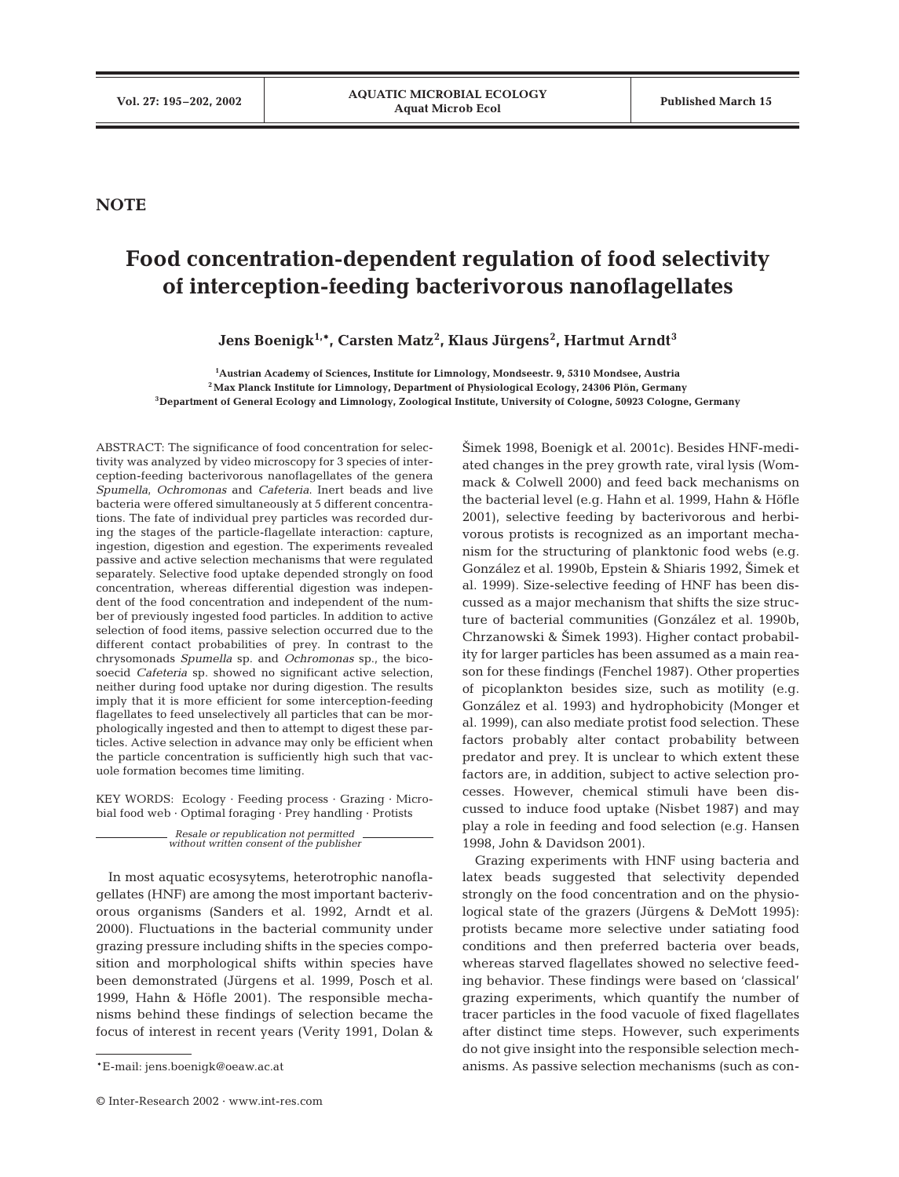NOTE

# Food concentration-dependent regulation of food selectivity of interception-feeding bacterivorous nanoflagellates

**Jens Boenigk[1,*], Carsten Matz[2], Klaus Jürgens[2], Hartmut Arndt[3]**

[1]Austrian Academy of Sciences, Institute for Limnology, Mondseestr. 9, 5310 Mondsee, Austria
[2]Max Planck Institute for Limnology, Department of Physiological Ecology, 24306 Plön, Germany
[3]Department of General Ecology and Limnology, Zoological Institute, University of Cologne, 50923 Cologne, Germany

ABSTRACT: The significance of food concentration for selectivity was analyzed by video microscopy for 3 species of interception-feeding bacterivorous nanoflagellates of the genera *Spumella*, *Ochromonas* and *Cafeteria*. Inert beads and live bacteria were offered simultaneously at 5 different concentrations. The fate of individual prey particles was recorded during the stages of the particle-flagellate interaction: capture, ingestion, digestion and egestion. The experiments revealed passive and active selection mechanisms that were regulated separately. Selective food uptake depended strongly on food concentration, whereas differential digestion was independent of the food concentration and independent of the number of previously ingested food particles. In addition to active selection of food items, passive selection occurred due to the different contact probabilities of prey. In contrast to the chrysomonads *Spumella* sp. and *Ochromonas* sp., the bicosoecid *Cafeteria* sp. showed no significant active selection, neither during food uptake nor during digestion. The results imply that it is more efficient for some interception-feeding flagellates to feed unselectively all particles that can be morphologically ingested and then to attempt to digest these particles. Active selection in advance may only be efficient when the particle concentration is sufficiently high such that vacuole formation becomes time limiting.

KEY WORDS: Ecology · Feeding process · Grazing · Microbial food web · Optimal foraging · Prey handling · Protists

*Resale or republication not permitted without written consent of the publisher*

In most aquatic ecosysytems, heterotrophic nanoflagellates (HNF) are among the most important bacterivorous organisms (Sanders et al. 1992, Arndt et al. 2000). Fluctuations in the bacterial community under grazing pressure including shifts in the species composition and morphological shifts within species have been demonstrated (Jürgens et al. 1999, Posch et al. 1999, Hahn & Höfle 2001). The responsible mechanisms behind these findings of selection became the focus of interest in recent years (Verity 1991, Dolan & Šimek 1998, Boenigk et al. 2001c). Besides HNF-mediated changes in the prey growth rate, viral lysis (Wommack & Colwell 2000) and feed back mechanisms on the bacterial level (e.g. Hahn et al. 1999, Hahn & Höfle 2001), selective feeding by bacterivorous and herbivorous protists is recognized as an important mechanism for the structuring of planktonic food webs (e.g. González et al. 1990b, Epstein & Shiaris 1992, Šimek et al. 1999). Size-selective feeding of HNF has been discussed as a major mechanism that shifts the size structure of bacterial communities (González et al. 1990b, Chrzanowski & Šimek 1993). Higher contact probability for larger particles has been assumed as a main reason for these findings (Fenchel 1987). Other properties of picoplankton besides size, such as motility (e.g. González et al. 1993) and hydrophobicity (Monger et al. 1999), can also mediate protist food selection. These factors probably alter contact probability between predator and prey. It is unclear to which extent these factors are, in addition, subject to active selection processes. However, chemical stimuli have been discussed to induce food uptake (Nisbet 1987) and may play a role in feeding and food selection (e.g. Hansen 1998, John & Davidson 2001).

Grazing experiments with HNF using bacteria and latex beads suggested that selectivity depended strongly on the food concentration and on the physiological state of the grazers (Jürgens & DeMott 1995): protists became more selective under satiating food conditions and then preferred bacteria over beads, whereas starved flagellates showed no selective feeding behavior. These findings were based on 'classical' grazing experiments, which quantify the number of tracer particles in the food vacuole of fixed flagellates after distinct time steps. However, such experiments do not give insight into the responsible selection mechanisms. As passive selection mechanisms (such as con-

*E-mail: jens.boenigk@oeaw.ac.at

© Inter-Research 2002 · www.int-res.com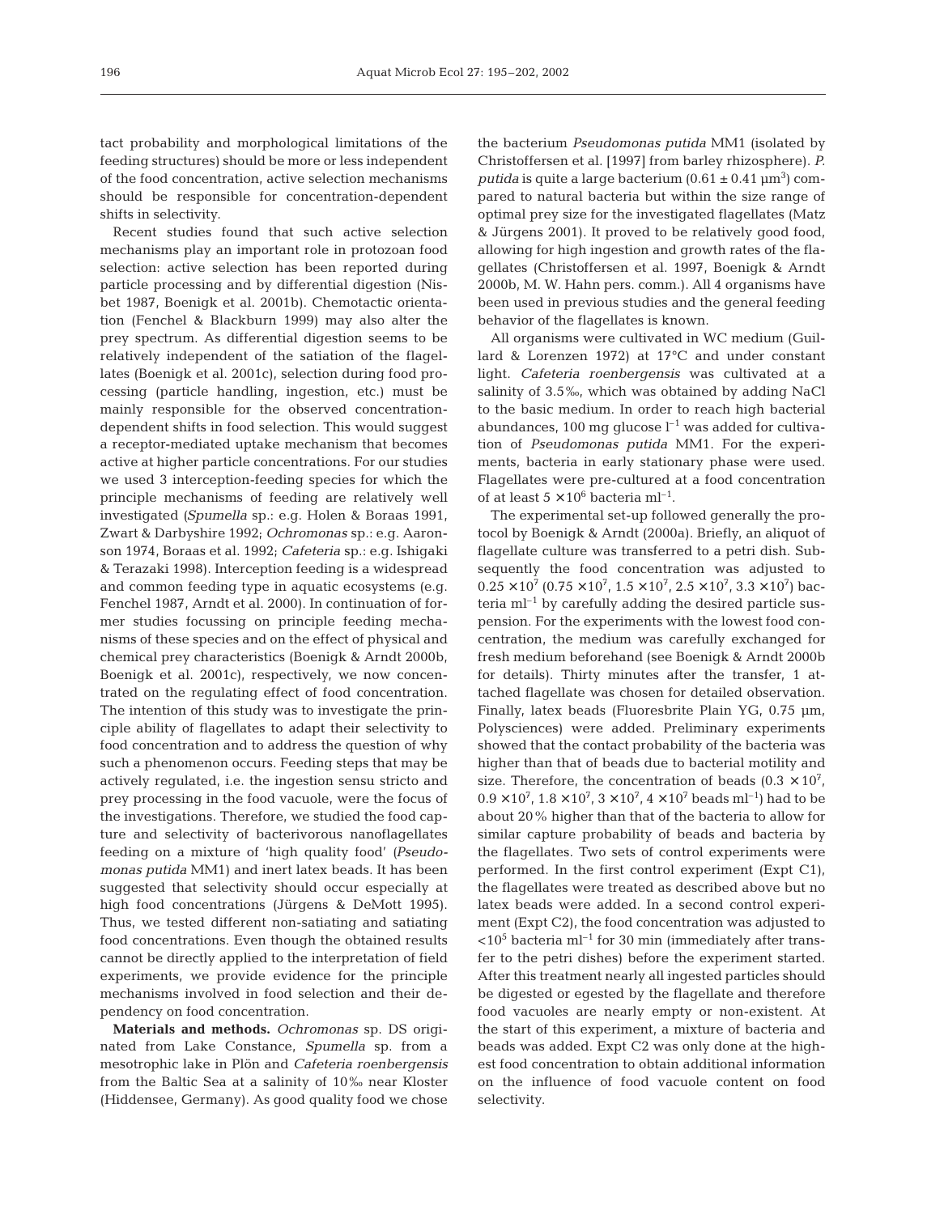tact probability and morphological limitations of the feeding structures) should be more or less independent of the food concentration, active selection mechanisms should be responsible for concentration-dependent shifts in selectivity.

Recent studies found that such active selection mechanisms play an important role in protozoan food selection: active selection has been reported during particle processing and by differential digestion (Nisbet 1987, Boenigk et al. 2001b). Chemotactic orientation (Fenchel & Blackburn 1999) may also alter the prey spectrum. As differential digestion seems to be relatively independent of the satiation of the flagellates (Boenigk et al. 2001c), selection during food processing (particle handling, ingestion, etc.) must be mainly responsible for the observed concentration-dependent shifts in food selection. This would suggest a receptor-mediated uptake mechanism that becomes active at higher particle concentrations. For our studies we used 3 interception-feeding species for which the principle mechanisms of feeding are relatively well investigated (*Spumella* sp.: e.g. Holen & Boraas 1991, Zwart & Darbyshire 1992; *Ochromonas* sp.: e.g. Aaronson 1974, Boraas et al. 1992; *Cafeteria* sp.: e.g. Ishigaki & Terazaki 1998). Interception feeding is a widespread and common feeding type in aquatic ecosystems (e.g. Fenchel 1987, Arndt et al. 2000). In continuation of former studies focussing on principle feeding mechanisms of these species and on the effect of physical and chemical prey characteristics (Boenigk & Arndt 2000b, Boenigk et al. 2001c), respectively, we now concentrated on the regulating effect of food concentration. The intention of this study was to investigate the principle ability of flagellates to adapt their selectivity to food concentration and to address the question of why such a phenomenon occurs. Feeding steps that may be actively regulated, i.e. the ingestion sensu stricto and prey processing in the food vacuole, were the focus of the investigations. Therefore, we studied the food capture and selectivity of bacterivorous nanoflagellates feeding on a mixture of 'high quality food' (*Pseudomonas putida* MM1) and inert latex beads. It has been suggested that selectivity should occur especially at high food concentrations (Jürgens & DeMott 1995). Thus, we tested different non-satiating and satiating food concentrations. Even though the obtained results cannot be directly applied to the interpretation of field experiments, we provide evidence for the principle mechanisms involved in food selection and their dependency on food concentration.

**Materials and methods.** *Ochromonas* sp. DS originated from Lake Constance, *Spumella* sp. from a mesotrophic lake in Plön and *Cafeteria roenbergensis* from the Baltic Sea at a salinity of 10‰ near Kloster (Hiddensee, Germany). As good quality food we chose the bacterium *Pseudomonas putida* MM1 (isolated by Christoffersen et al. [1997] from barley rhizosphere). *P. putida* is quite a large bacterium ($0.61 \pm 0.41$ µm$^3$) compared to natural bacteria but within the size range of optimal prey size for the investigated flagellates (Matz & Jürgens 2001). It proved to be relatively good food, allowing for high ingestion and growth rates of the flagellates (Christoffersen et al. 1997, Boenigk & Arndt 2000b, M. W. Hahn pers. comm.). All 4 organisms have been used in previous studies and the general feeding behavior of the flagellates is known.

All organisms were cultivated in WC medium (Guillard & Lorenzen 1972) at 17°C and under constant light. *Cafeteria roenbergensis* was cultivated at a salinity of 3.5‰, which was obtained by adding NaCl to the basic medium. In order to reach high bacterial abundances, 100 mg glucose l$^{-1}$ was added for cultivation of *Pseudomonas putida* MM1. For the experiments, bacteria in early stationary phase were used. Flagellates were pre-cultured at a food concentration of at least $5 \times 10^6$ bacteria ml$^{-1}$.

The experimental set-up followed generally the protocol by Boenigk & Arndt (2000a). Briefly, an aliquot of flagellate culture was transferred to a petri dish. Subsequently the food concentration was adjusted to $0.25 \times 10^7$ ($0.75 \times 10^7$, $1.5 \times 10^7$, $2.5 \times 10^7$, $3.3 \times 10^7$) bacteria ml$^{-1}$ by carefully adding the desired particle suspension. For the experiments with the lowest food concentration, the medium was carefully exchanged for fresh medium beforehand (see Boenigk & Arndt 2000b for details). Thirty minutes after the transfer, 1 attached flagellate was chosen for detailed observation. Finally, latex beads (Fluoresbrite Plain YG, 0.75 µm, Polysciences) were added. Preliminary experiments showed that the contact probability of the bacteria was higher than that of beads due to bacterial motility and size. Therefore, the concentration of beads ($0.3 \times 10^7$, $0.9 \times 10^7$, $1.8 \times 10^7$, $3 \times 10^7$, $4 \times 10^7$ beads ml$^{-1}$) had to be about 20% higher than that of the bacteria to allow for similar capture probability of beads and bacteria by the flagellates. Two sets of control experiments were performed. In the first control experiment (Expt C1), the flagellates were treated as described above but no latex beads were added. In a second control experiment (Expt C2), the food concentration was adjusted to $<10^5$ bacteria ml$^{-1}$ for 30 min (immediately after transfer to the petri dishes) before the experiment started. After this treatment nearly all ingested particles should be digested or egested by the flagellate and therefore food vacuoles are nearly empty or non-existent. At the start of this experiment, a mixture of bacteria and beads was added. Expt C2 was only done at the highest food concentration to obtain additional information on the influence of food vacuole content on food selectivity.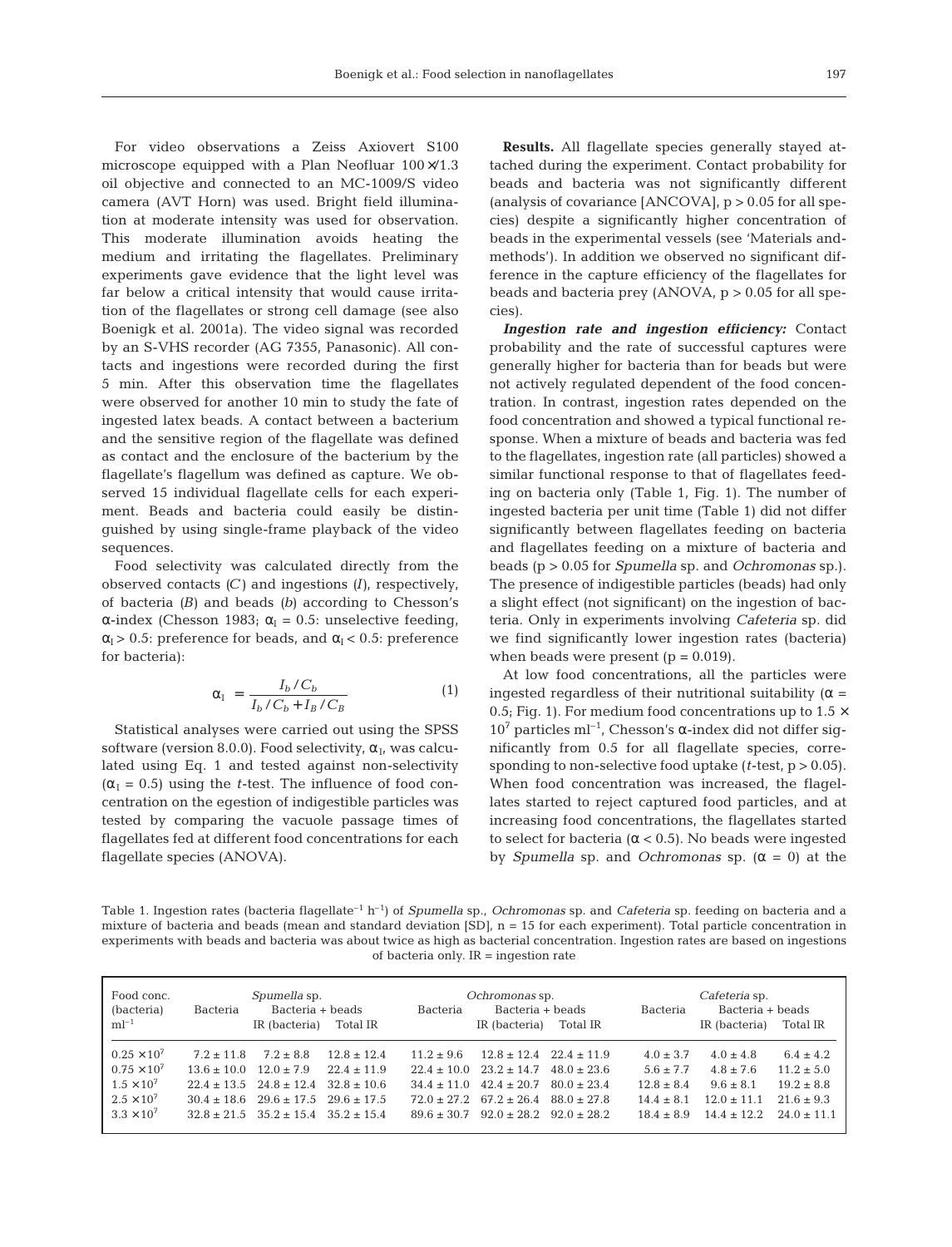For video observations a Zeiss Axiovert S100 microscope equipped with a Plan Neofluar 100×/1.3 oil objective and connected to an MC-1009/S video camera (AVT Horn) was used. Bright field illumination at moderate intensity was used for observation. This moderate illumination avoids heating the medium and irritating the flagellates. Preliminary experiments gave evidence that the light level was far below a critical intensity that would cause irritation of the flagellates or strong cell damage (see also Boenigk et al. 2001a). The video signal was recorded by an S-VHS recorder (AG 7355, Panasonic). All contacts and ingestions were recorded during the first 5 min. After this observation time the flagellates were observed for another 10 min to study the fate of ingested latex beads. A contact between a bacterium and the sensitive region of the flagellate was defined as contact and the enclosure of the bacterium by the flagellate's flagellum was defined as capture. We observed 15 individual flagellate cells for each experiment. Beads and bacteria could easily be distinguished by using single-frame playback of the video sequences.

Food selectivity was calculated directly from the observed contacts ($C$) and ingestions ($I$), respectively, of bacteria ($B$) and beads ($b$) according to Chesson's α-index (Chesson 1983; $\alpha_I = 0.5$: unselective feeding, $\alpha_I > 0.5$: preference for beads, and $\alpha_I < 0.5$: preference for bacteria):

$$\alpha_I = \frac{I_b / C_b}{I_b / C_b + I_B / C_B} \tag{1}$$

Statistical analyses were carried out using the SPSS software (version 8.0.0). Food selectivity, $\alpha_I$, was calculated using Eq. 1 and tested against non-selectivity ($\alpha_I = 0.5$) using the $t$-test. The influence of food concentration on the egestion of indigestible particles was tested by comparing the vacuole passage times of flagellates fed at different food concentrations for each flagellate species (ANOVA).

**Results.** All flagellate species generally stayed attached during the experiment. Contact probability for beads and bacteria was not significantly different (analysis of covariance [ANCOVA], $p > 0.05$ for all species) despite a significantly higher concentration of beads in the experimental vessels (see 'Materials and methods'). In addition we observed no significant difference in the capture efficiency of the flagellates for beads and bacteria prey (ANOVA, $p > 0.05$ for all species).

***Ingestion rate and ingestion efficiency:*** Contact probability and the rate of successful captures were generally higher for bacteria than for beads but were not actively regulated dependent of the food concentration. In contrast, ingestion rates depended on the food concentration and showed a typical functional response. When a mixture of beads and bacteria was fed to the flagellates, ingestion rate (all particles) showed a similar functional response to that of flagellates feeding on bacteria only (Table 1, Fig. 1). The number of ingested bacteria per unit time (Table 1) did not differ significantly between flagellates feeding on bacteria and flagellates feeding on a mixture of bacteria and beads ($p > 0.05$ for *Spumella* sp. and *Ochromonas* sp.). The presence of indigestible particles (beads) had only a slight effect (not significant) on the ingestion of bacteria. Only in experiments involving *Cafeteria* sp. did we find significantly lower ingestion rates (bacteria) when beads were present ($p = 0.019$).

At low food concentrations, all the particles were ingested regardless of their nutritional suitability ($\alpha = 0.5$; Fig. 1). For medium food concentrations up to $1.5 \times 10^7$ particles ml$^{-1}$, Chesson's α-index did not differ significantly from 0.5 for all flagellate species, corresponding to non-selective food uptake ($t$-test, $p > 0.05$). When food concentration was increased, the flagellates started to reject captured food particles, and at increasing food concentrations, the flagellates started to select for bacteria ($\alpha < 0.5$). No beads were ingested by *Spumella* sp. and *Ochromonas* sp. ($\alpha = 0$) at the

Table 1. Ingestion rates (bacteria flagellate$^{-1}$ h$^{-1}$) of *Spumella* sp., *Ochromonas* sp. and *Cafeteria* sp. feeding on bacteria and a mixture of bacteria and beads (mean and standard deviation [SD], n = 15 for each experiment). Total particle concentration in experiments with beads and bacteria was about twice as high as bacterial concentration. Ingestion rates are based on ingestions of bacteria only. IR = ingestion rate

| Food conc. (bacteria) ml$^{-1}$ | *Spumella* sp. | | | *Ochromonas* sp. | | | *Cafeteria* sp. | | |
|---|---|---|---|---|---|---|---|---|---|
| | Bacteria | Bacteria + beads | | Bacteria | Bacteria + beads | | Bacteria | Bacteria + beads | |
| | | IR (bacteria) | Total IR | | IR (bacteria) | Total IR | | IR (bacteria) | Total IR |
| $0.25 \times 10^7$ | 7.2 ± 11.8 | 7.2 ± 8.8 | 12.8 ± 12.4 | 11.2 ± 9.6 | 12.8 ± 12.4 | 22.4 ± 11.9 | 4.0 ± 3.7 | 4.0 ± 4.8 | 6.4 ± 4.2 |
| $0.75 \times 10^7$ | 13.6 ± 10.0 | 12.0 ± 7.9 | 22.4 ± 11.9 | 22.4 ± 10.0 | 23.2 ± 14.7 | 48.0 ± 23.6 | 5.6 ± 7.7 | 4.8 ± 7.6 | 11.2 ± 5.0 |
| $1.5 \times 10^7$ | 22.4 ± 13.5 | 24.8 ± 12.4 | 32.8 ± 10.6 | 34.4 ± 11.0 | 42.4 ± 20.7 | 80.0 ± 23.4 | 12.8 ± 8.4 | 9.6 ± 8.1 | 19.2 ± 8.8 |
| $2.5 \times 10^7$ | 30.4 ± 18.6 | 29.6 ± 17.5 | 29.6 ± 17.5 | 72.0 ± 27.2 | 67.2 ± 26.4 | 88.0 ± 27.8 | 14.4 ± 8.1 | 12.0 ± 11.1 | 21.6 ± 9.3 |
| $3.3 \times 10^7$ | 32.8 ± 21.5 | 35.2 ± 15.4 | 35.2 ± 15.4 | 89.6 ± 30.7 | 92.0 ± 28.2 | 92.0 ± 28.2 | 18.4 ± 8.9 | 14.4 ± 12.2 | 24.0 ± 11.1 |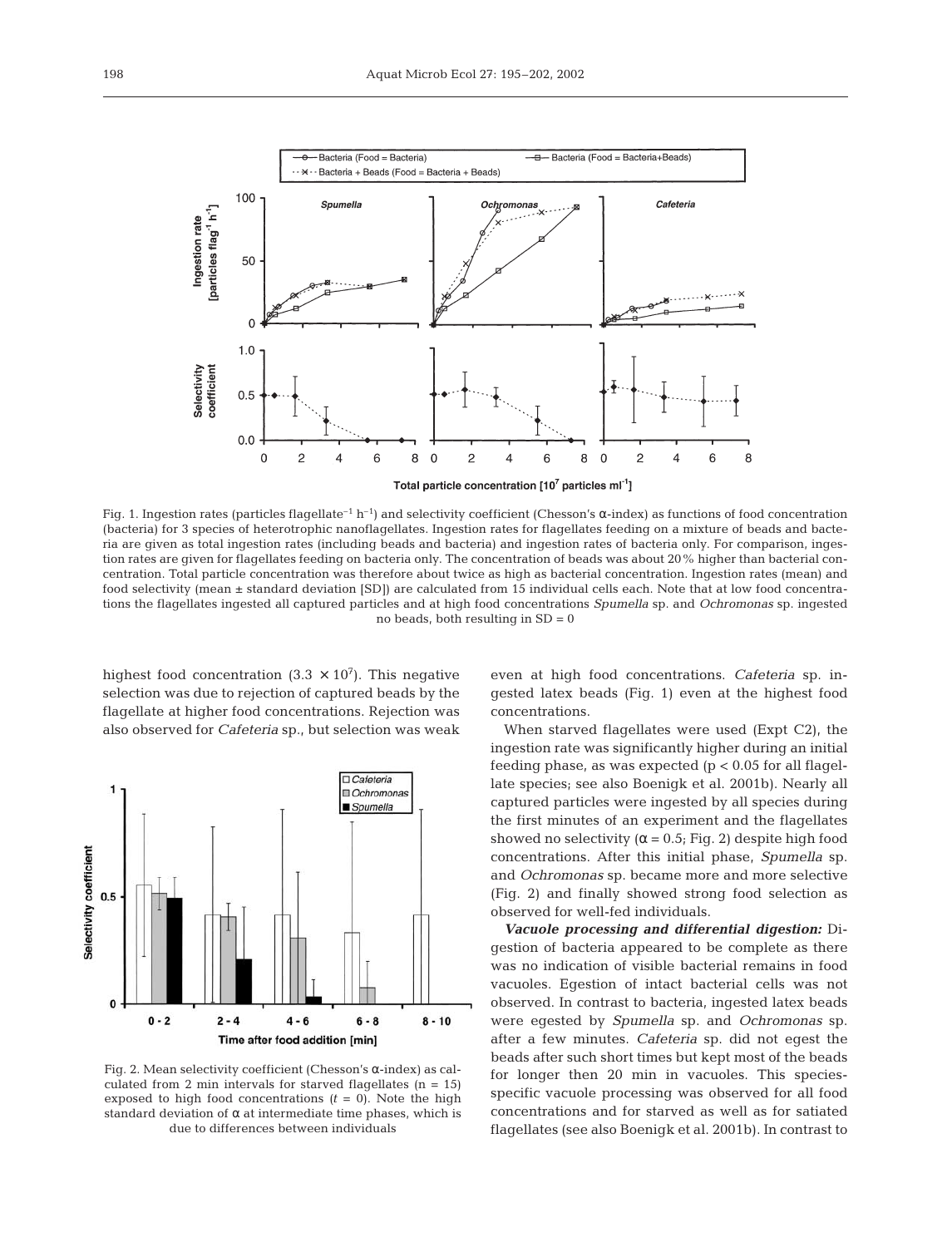Fig. 1. Ingestion rates (particles flagellate$^{-1}$ h$^{-1}$) and selectivity coefficient (Chesson's α-index) as functions of food concentration (bacteria) for 3 species of heterotrophic nanoflagellates. Ingestion rates for flagellates feeding on a mixture of beads and bacteria are given as total ingestion rates (including beads and bacteria) and ingestion rates of bacteria only. For comparison, ingestion rates are given for flagellates feeding on bacteria only. The concentration of beads was about 20% higher than bacterial concentration. Total particle concentration was therefore about twice as high as bacterial concentration. Ingestion rates (mean) and food selectivity (mean ± standard deviation [SD]) are calculated from 15 individual cells each. Note that at low food concentrations the flagellates ingested all captured particles and at high food concentrations *Spumella* sp. and *Ochromonas* sp. ingested no beads, both resulting in SD = 0

highest food concentration ($3.3 \times 10^7$). This negative selection was due to rejection of captured beads by the flagellate at higher food concentrations. Rejection was also observed for *Cafeteria* sp., but selection was weak even at high food concentrations. *Cafeteria* sp. ingested latex beads (Fig. 1) even at the highest food concentrations.

Fig. 2. Mean selectivity coefficient (Chesson's α-index) as calculated from 2 min intervals for starved flagellates (n = 15) exposed to high food concentrations ($t$ = 0). Note the high standard deviation of α at intermediate time phases, which is due to differences between individuals

When starved flagellates were used (Expt C2), the ingestion rate was significantly higher during an initial feeding phase, as was expected ($p < 0.05$ for all flagellate species; see also Boenigk et al. 2001b). Nearly all captured particles were ingested by all species during the first minutes of an experiment and the flagellates showed no selectivity (α = 0.5; Fig. 2) despite high food concentrations. After this initial phase, *Spumella* sp. and *Ochromonas* sp. became more and more selective (Fig. 2) and finally showed strong food selection as observed for well-fed individuals.

***Vacuole processing and differential digestion:*** Digestion of bacteria appeared to be complete as there was no indication of visible bacterial remains in food vacuoles. Egestion of intact bacterial cells was not observed. In contrast to bacteria, ingested latex beads were egested by *Spumella* sp. and *Ochromonas* sp. after a few minutes. *Cafeteria* sp. did not egest the beads after such short times but kept most of the beads for longer then 20 min in vacuoles. This species-specific vacuole processing was observed for all food concentrations and for starved as well as for satiated flagellates (see also Boenigk et al. 2001b). In contrast to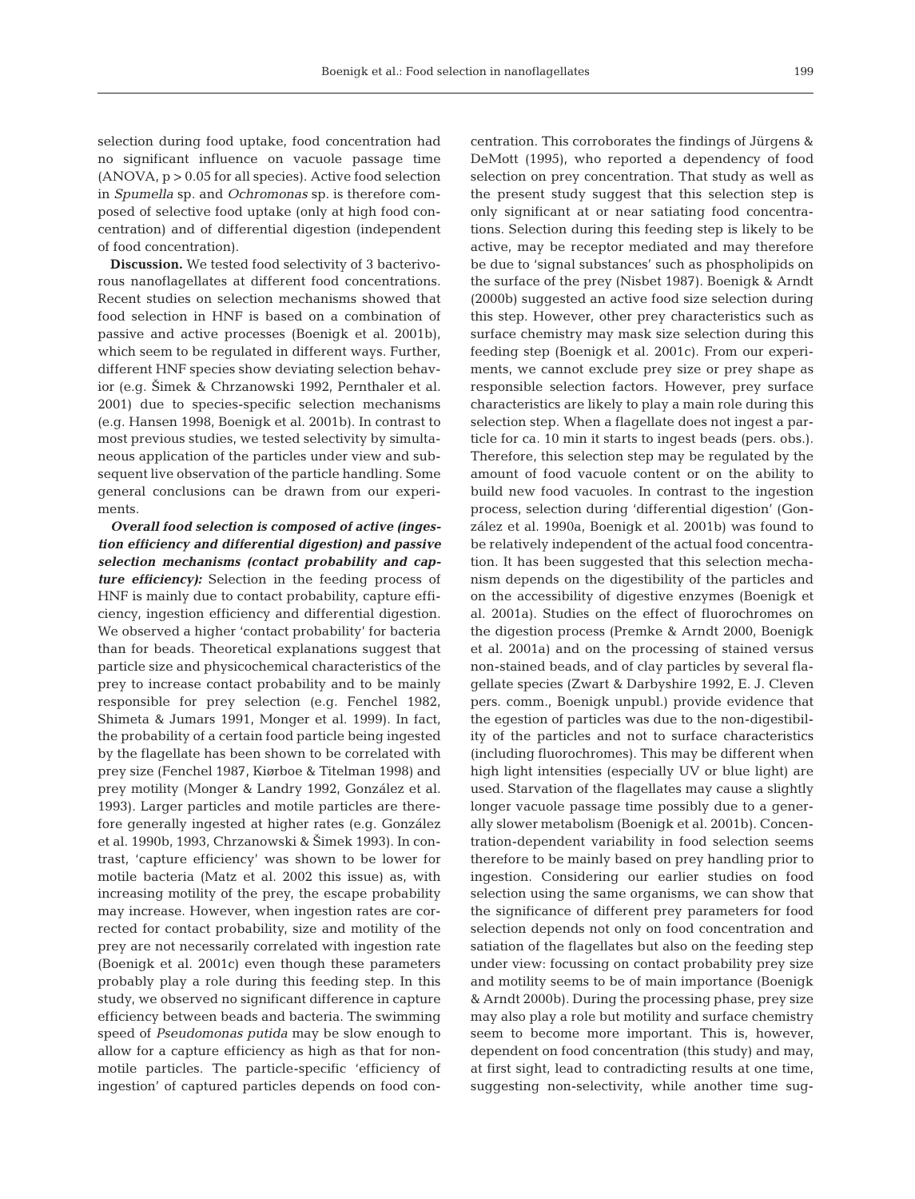selection during food uptake, food concentration had no significant influence on vacuole passage time (ANOVA, $p > 0.05$ for all species). Active food selection in *Spumella* sp. and *Ochromonas* sp. is therefore composed of selective food uptake (only at high food concentration) and of differential digestion (independent of food concentration).

**Discussion.** We tested food selectivity of 3 bacterivorous nanoflagellates at different food concentrations. Recent studies on selection mechanisms showed that food selection in HNF is based on a combination of passive and active processes (Boenigk et al. 2001b), which seem to be regulated in different ways. Further, different HNF species show deviating selection behavior (e.g. Šimek & Chrzanowski 1992, Pernthaler et al. 2001) due to species-specific selection mechanisms (e.g. Hansen 1998, Boenigk et al. 2001b). In contrast to most previous studies, we tested selectivity by simultaneous application of the particles under view and subsequent live observation of the particle handling. Some general conclusions can be drawn from our experiments.

***Overall food selection is composed of active (ingestion efficiency and differential digestion) and passive selection mechanisms (contact probability and capture efficiency):*** Selection in the feeding process of HNF is mainly due to contact probability, capture efficiency, ingestion efficiency and differential digestion. We observed a higher 'contact probability' for bacteria than for beads. Theoretical explanations suggest that particle size and physicochemical characteristics of the prey to increase contact probability and to be mainly responsible for prey selection (e.g. Fenchel 1982, Shimeta & Jumars 1991, Monger et al. 1999). In fact, the probability of a certain food particle being ingested by the flagellate has been shown to be correlated with prey size (Fenchel 1987, Kiørboe & Titelman 1998) and prey motility (Monger & Landry 1992, González et al. 1993). Larger particles and motile particles are therefore generally ingested at higher rates (e.g. González et al. 1990b, 1993, Chrzanowski & Šimek 1993). In contrast, 'capture efficiency' was shown to be lower for motile bacteria (Matz et al. 2002 this issue) as, with increasing motility of the prey, the escape probability may increase. However, when ingestion rates are corrected for contact probability, size and motility of the prey are not necessarily correlated with ingestion rate (Boenigk et al. 2001c) even though these parameters probably play a role during this feeding step. In this study, we observed no significant difference in capture efficiency between beads and bacteria. The swimming speed of *Pseudomonas putida* may be slow enough to allow for a capture efficiency as high as that for non-motile particles. The particle-specific 'efficiency of ingestion' of captured particles depends on food concentration. This corroborates the findings of Jürgens & DeMott (1995), who reported a dependency of food selection on prey concentration. That study as well as the present study suggest that this selection step is only significant at or near satiating food concentrations. Selection during this feeding step is likely to be active, may be receptor mediated and may therefore be due to 'signal substances' such as phospholipids on the surface of the prey (Nisbet 1987). Boenigk & Arndt (2000b) suggested an active food size selection during this step. However, other prey characteristics such as surface chemistry may mask size selection during this feeding step (Boenigk et al. 2001c). From our experiments, we cannot exclude prey size or prey shape as responsible selection factors. However, prey surface characteristics are likely to play a main role during this selection step. When a flagellate does not ingest a particle for ca. 10 min it starts to ingest beads (pers. obs.). Therefore, this selection step may be regulated by the amount of food vacuole content or on the ability to build new food vacuoles. In contrast to the ingestion process, selection during 'differential digestion' (González et al. 1990a, Boenigk et al. 2001b) was found to be relatively independent of the actual food concentration. It has been suggested that this selection mechanism depends on the digestibility of the particles and on the accessibility of digestive enzymes (Boenigk et al. 2001a). Studies on the effect of fluorochromes on the digestion process (Premke & Arndt 2000, Boenigk et al. 2001a) and on the processing of stained versus non-stained beads, and of clay particles by several flagellate species (Zwart & Darbyshire 1992, E. J. Cleven pers. comm., Boenigk unpubl.) provide evidence that the egestion of particles was due to the non-digestibility of the particles and not to surface characteristics (including fluorochromes). This may be different when high light intensities (especially UV or blue light) are used. Starvation of the flagellates may cause a slightly longer vacuole passage time possibly due to a generally slower metabolism (Boenigk et al. 2001b). Concentration-dependent variability in food selection seems therefore to be mainly based on prey handling prior to ingestion. Considering our earlier studies on food selection using the same organisms, we can show that the significance of different prey parameters for food selection depends not only on food concentration and satiation of the flagellates but also on the feeding step under view: focussing on contact probability prey size and motility seems to be of main importance (Boenigk & Arndt 2000b). During the processing phase, prey size may also play a role but motility and surface chemistry seem to become more important. This is, however, dependent on food concentration (this study) and may, at first sight, lead to contradicting results at one time, suggesting non-selectivity, while another time sug-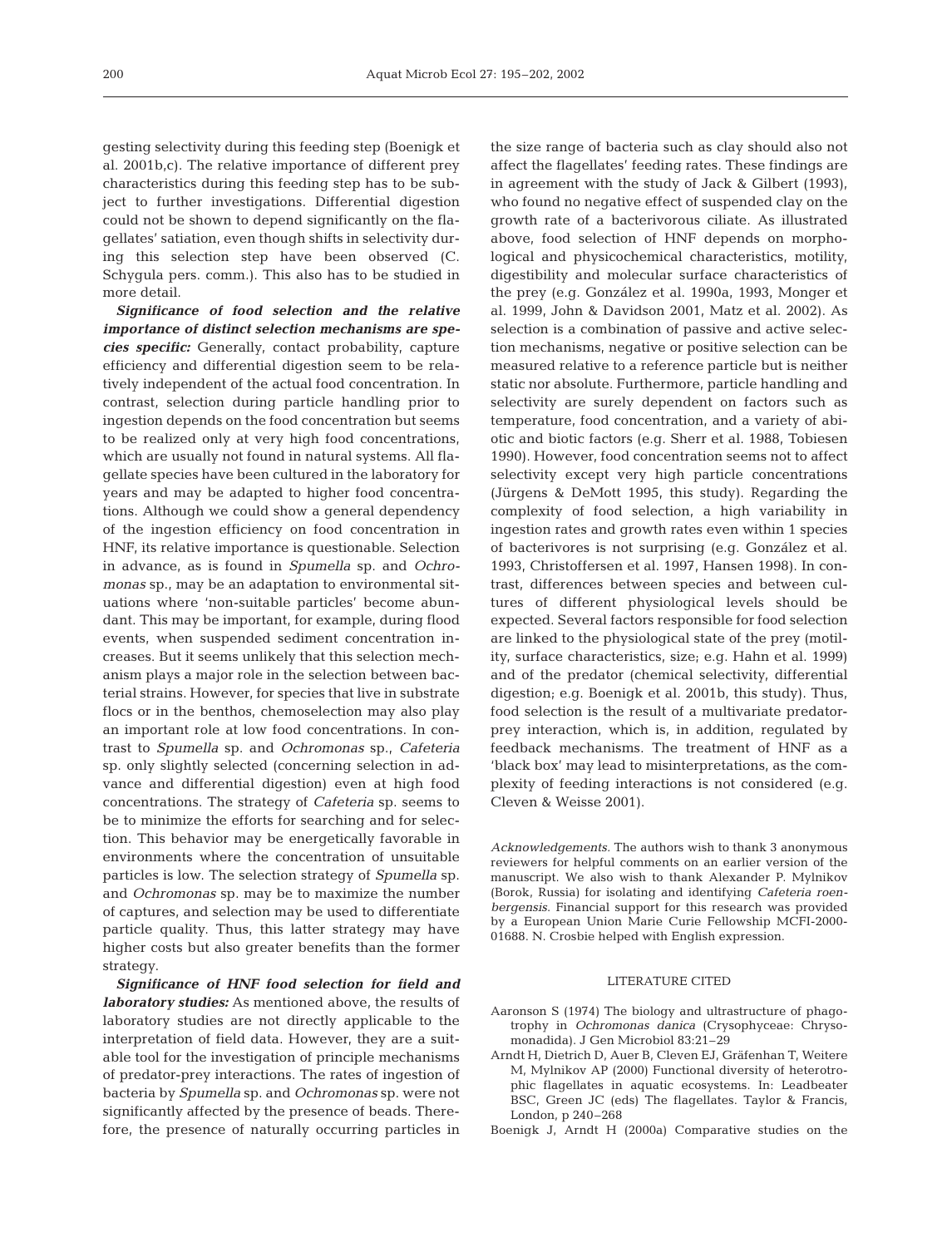gesting selectivity during this feeding step (Boenigk et al. 2001b,c). The relative importance of different prey characteristics during this feeding step has to be subject to further investigations. Differential digestion could not be shown to depend significantly on the flagellates' satiation, even though shifts in selectivity during this selection step have been observed (C. Schygula pers. comm.). This also has to be studied in more detail.

***Significance of food selection and the relative importance of distinct selection mechanisms are species specific:*** Generally, contact probability, capture efficiency and differential digestion seem to be relatively independent of the actual food concentration. In contrast, selection during particle handling prior to ingestion depends on the food concentration but seems to be realized only at very high food concentrations, which are usually not found in natural systems. All flagellate species have been cultured in the laboratory for years and may be adapted to higher food concentrations. Although we could show a general dependency of the ingestion efficiency on food concentration in HNF, its relative importance is questionable. Selection in advance, as is found in *Spumella* sp. and *Ochromonas* sp., may be an adaptation to environmental situations where 'non-suitable particles' become abundant. This may be important, for example, during flood events, when suspended sediment concentration increases. But it seems unlikely that this selection mechanism plays a major role in the selection between bacterial strains. However, for species that live in substrate flocs or in the benthos, chemoselection may also play an important role at low food concentrations. In contrast to *Spumella* sp. and *Ochromonas* sp., *Cafeteria* sp. only slightly selected (concerning selection in advance and differential digestion) even at high food concentrations. The strategy of *Cafeteria* sp. seems to be to minimize the efforts for searching and for selection. This behavior may be energetically favorable in environments where the concentration of unsuitable particles is low. The selection strategy of *Spumella* sp. and *Ochromonas* sp. may be to maximize the number of captures, and selection may be used to differentiate particle quality. Thus, this latter strategy may have higher costs but also greater benefits than the former strategy.

***Significance of HNF food selection for field and laboratory studies:*** As mentioned above, the results of laboratory studies are not directly applicable to the interpretation of field data. However, they are a suitable tool for the investigation of principle mechanisms of predator-prey interactions. The rates of ingestion of bacteria by *Spumella* sp. and *Ochromonas* sp. were not significantly affected by the presence of beads. Therefore, the presence of naturally occurring particles in the size range of bacteria such as clay should also not affect the flagellates' feeding rates. These findings are in agreement with the study of Jack & Gilbert (1993), who found no negative effect of suspended clay on the growth rate of a bacterivorous ciliate. As illustrated above, food selection of HNF depends on morphological and physicochemical characteristics, motility, digestibility and molecular surface characteristics of the prey (e.g. González et al. 1990a, 1993, Monger et al. 1999, John & Davidson 2001, Matz et al. 2002). As selection is a combination of passive and active selection mechanisms, negative or positive selection can be measured relative to a reference particle but is neither static nor absolute. Furthermore, particle handling and selectivity are surely dependent on factors such as temperature, food concentration, and a variety of abiotic and biotic factors (e.g. Sherr et al. 1988, Tobiesen 1990). However, food concentration seems not to affect selectivity except very high particle concentrations (Jürgens & DeMott 1995, this study). Regarding the complexity of food selection, a high variability in ingestion rates and growth rates even within 1 species of bacterivores is not surprising (e.g. González et al. 1993, Christoffersen et al. 1997, Hansen 1998). In contrast, differences between species and between cultures of different physiological levels should be expected. Several factors responsible for food selection are linked to the physiological state of the prey (motility, surface characteristics, size; e.g. Hahn et al. 1999) and of the predator (chemical selectivity, differential digestion; e.g. Boenigk et al. 2001b, this study). Thus, food selection is the result of a multivariate predator-prey interaction, which is, in addition, regulated by feedback mechanisms. The treatment of HNF as a 'black box' may lead to misinterpretations, as the complexity of feeding interactions is not considered (e.g. Cleven & Weisse 2001).

*Acknowledgements.* The authors wish to thank 3 anonymous reviewers for helpful comments on an earlier version of the manuscript. We also wish to thank Alexander P. Mylnikov (Borok, Russia) for isolating and identifying *Cafeteria roenbergensis*. Financial support for this research was provided by a European Union Marie Curie Fellowship MCFI-2000-01688. N. Crosbie helped with English expression.

## LITERATURE CITED

Aaronson S (1974) The biology and ultrastructure of phagotrophy in *Ochromonas danica* (Crysophyceae: Chrysomonadida). J Gen Microbiol 83:21–29

Arndt H, Dietrich D, Auer B, Cleven EJ, Gräfenhan T, Weitere M, Mylnikov AP (2000) Functional diversity of heterotrophic flagellates in aquatic ecosystems. In: Leadbeater BSC, Green JC (eds) The flagellates. Taylor & Francis, London, p 240–268

Boenigk J, Arndt H (2000a) Comparative studies on the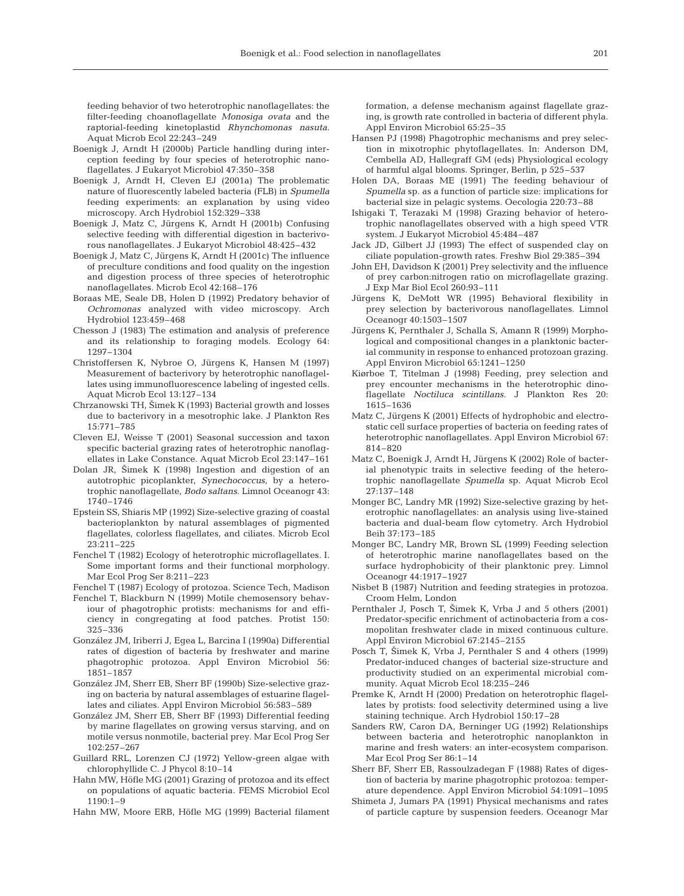feeding behavior of two heterotrophic nanoflagellates: the filter-feeding choanoflagellate *Monosiga ovata* and the raptorial-feeding kinetoplastid *Rhynchomonas nasuta*. Aquat Microb Ecol 22:243–249

Boenigk J, Arndt H (2000b) Particle handling during interception feeding by four species of heterotrophic nanoflagellates. J Eukaryot Microbiol 47:350–358

Boenigk J, Arndt H, Cleven EJ (2001a) The problematic nature of fluorescently labeled bacteria (FLB) in *Spumella* feeding experiments: an explanation by using video microscopy. Arch Hydrobiol 152:329–338

Boenigk J, Matz C, Jürgens K, Arndt H (2001b) Confusing selective feeding with differential digestion in bacterivorous nanoflagellates. J Eukaryot Microbiol 48:425–432

Boenigk J, Matz C, Jürgens K, Arndt H (2001c) The influence of preculture conditions and food quality on the ingestion and digestion process of three species of heterotrophic nanoflagellates. Microb Ecol 42:168–176

Boraas ME, Seale DB, Holen D (1992) Predatory behavior of *Ochromonas* analyzed with video microscopy. Arch Hydrobiol 123:459–468

Chesson J (1983) The estimation and analysis of preference and its relationship to foraging models. Ecology 64: 1297–1304

Christoffersen K, Nybroe O, Jürgens K, Hansen M (1997) Measurement of bacterivory by heterotrophic nanoflagellates using immunofluorescence labeling of ingested cells. Aquat Microb Ecol 13:127–134

Chrzanowski TH, Šimek K (1993) Bacterial growth and losses due to bacterivory in a mesotrophic lake. J Plankton Res 15:771–785

Cleven EJ, Weisse T (2001) Seasonal succession and taxon specific bacterial grazing rates of heterotrophic nanoflagellates in Lake Constance. Aquat Microb Ecol 23:147–161

Dolan JR, Šimek K (1998) Ingestion and digestion of an autotrophic picoplankter, *Synechococcus*, by a heterotrophic nanoflagellate, *Bodo saltans*. Limnol Oceanogr 43: 1740–1746

Epstein SS, Shiaris MP (1992) Size-selective grazing of coastal bacterioplankton by natural assemblages of pigmented flagellates, colorless flagellates, and ciliates. Microb Ecol 23:211–225

Fenchel T (1982) Ecology of heterotrophic microflagellates. I. Some important forms and their functional morphology. Mar Ecol Prog Ser 8:211–223

Fenchel T (1987) Ecology of protozoa. Science Tech, Madison

Fenchel T, Blackburn N (1999) Motile chemosensory behaviour of phagotrophic protists: mechanisms for and efficiency in congregating at food patches. Protist 150: 325–336

González JM, Iriberri J, Egea L, Barcina I (1990a) Differential rates of digestion of bacteria by freshwater and marine phagotrophic protozoa. Appl Environ Microbiol 56: 1851–1857

González JM, Sherr EB, Sherr BF (1990b) Size-selective grazing on bacteria by natural assemblages of estuarine flagellates and ciliates. Appl Environ Microbiol 56:583–589

González JM, Sherr EB, Sherr BF (1993) Differential feeding by marine flagellates on growing versus starving, and on motile versus nonmotile, bacterial prey. Mar Ecol Prog Ser 102:257–267

Guillard RRL, Lorenzen CJ (1972) Yellow-green algae with chlorophyllide C. J Phycol 8:10–14

Hahn MW, Höfle MG (2001) Grazing of protozoa and its effect on populations of aquatic bacteria. FEMS Microbiol Ecol 1190:1–9

Hahn MW, Moore ERB, Höfle MG (1999) Bacterial filament formation, a defense mechanism against flagellate grazing, is growth rate controlled in bacteria of different phyla. Appl Environ Microbiol 65:25–35

Hansen PJ (1998) Phagotrophic mechanisms and prey selection in mixotrophic phytoflagellates. In: Anderson DM, Cembella AD, Hallegraff GM (eds) Physiological ecology of harmful algal blooms. Springer, Berlin, p 525–537

Holen DA, Boraas ME (1991) The feeding behaviour of *Spumella* sp. as a function of particle size: implications for bacterial size in pelagic systems. Oecologia 220:73–88

Ishigaki T, Terazaki M (1998) Grazing behavior of heterotrophic nanoflagellates observed with a high speed VTR system. J Eukaryot Microbiol 45:484–487

Jack JD, Gilbert JJ (1993) The effect of suspended clay on ciliate population-growth rates. Freshw Biol 29:385–394

John EH, Davidson K (2001) Prey selectivity and the influence of prey carbon:nitrogen ratio on microflagellate grazing. J Exp Mar Biol Ecol 260:93–111

Jürgens K, DeMott WR (1995) Behavioral flexibility in prey selection by bacterivorous nanoflagellates. Limnol Oceanogr 40:1503–1507

Jürgens K, Pernthaler J, Schalla S, Amann R (1999) Morphological and compositional changes in a planktonic bacterial community in response to enhanced protozoan grazing. Appl Environ Microbiol 65:1241–1250

Kiørboe T, Titelman J (1998) Feeding, prey selection and prey encounter mechanisms in the heterotrophic dinoflagellate *Noctiluca scintillans*. J Plankton Res 20: 1615–1636

Matz C, Jürgens K (2001) Effects of hydrophobic and electrostatic cell surface properties of bacteria on feeding rates of heterotrophic nanoflagellates. Appl Environ Microbiol 67: 814–820

Matz C, Boenigk J, Arndt H, Jürgens K (2002) Role of bacterial phenotypic traits in selective feeding of the heterotrophic nanoflagellate *Spumella* sp. Aquat Microb Ecol 27:137–148

Monger BC, Landry MR (1992) Size-selective grazing by heterotrophic nanoflagellates: an analysis using live-stained bacteria and dual-beam flow cytometry. Arch Hydrobiol Beih 37:173–185

Monger BC, Landry MR, Brown SL (1999) Feeding selection of heterotrophic marine nanoflagellates based on the surface hydrophobicity of their planktonic prey. Limnol Oceanogr 44:1917–1927

Nisbet B (1987) Nutrition and feeding strategies in protozoa. Croom Helm, London

Pernthaler J, Posch T, Šimek K, Vrba J and 5 others (2001) Predator-specific enrichment of actinobacteria from a cosmopolitan freshwater clade in mixed continuous culture. Appl Environ Microbiol 67:2145–2155

Posch T, Šimek K, Vrba J, Pernthaler S and 4 others (1999) Predator-induced changes of bacterial size-structure and productivity studied on an experimental microbial community. Aquat Microb Ecol 18:235–246

Premke K, Arndt H (2000) Predation on heterotrophic flagellates by protists: food selectivity determined using a live staining technique. Arch Hydrobiol 150:17–28

Sanders RW, Caron DA, Berninger UG (1992) Relationships between bacteria and heterotrophic nanoplankton in marine and fresh waters: an inter-ecosystem comparison. Mar Ecol Prog Ser 86:1–14

Sherr BF, Sherr EB, Rassoulzadegan F (1988) Rates of digestion of bacteria by marine phagotrophic protozoa: temperature dependence. Appl Environ Microbiol 54:1091–1095

Shimeta J, Jumars PA (1991) Physical mechanisms and rates of particle capture by suspension feeders. Oceanogr Mar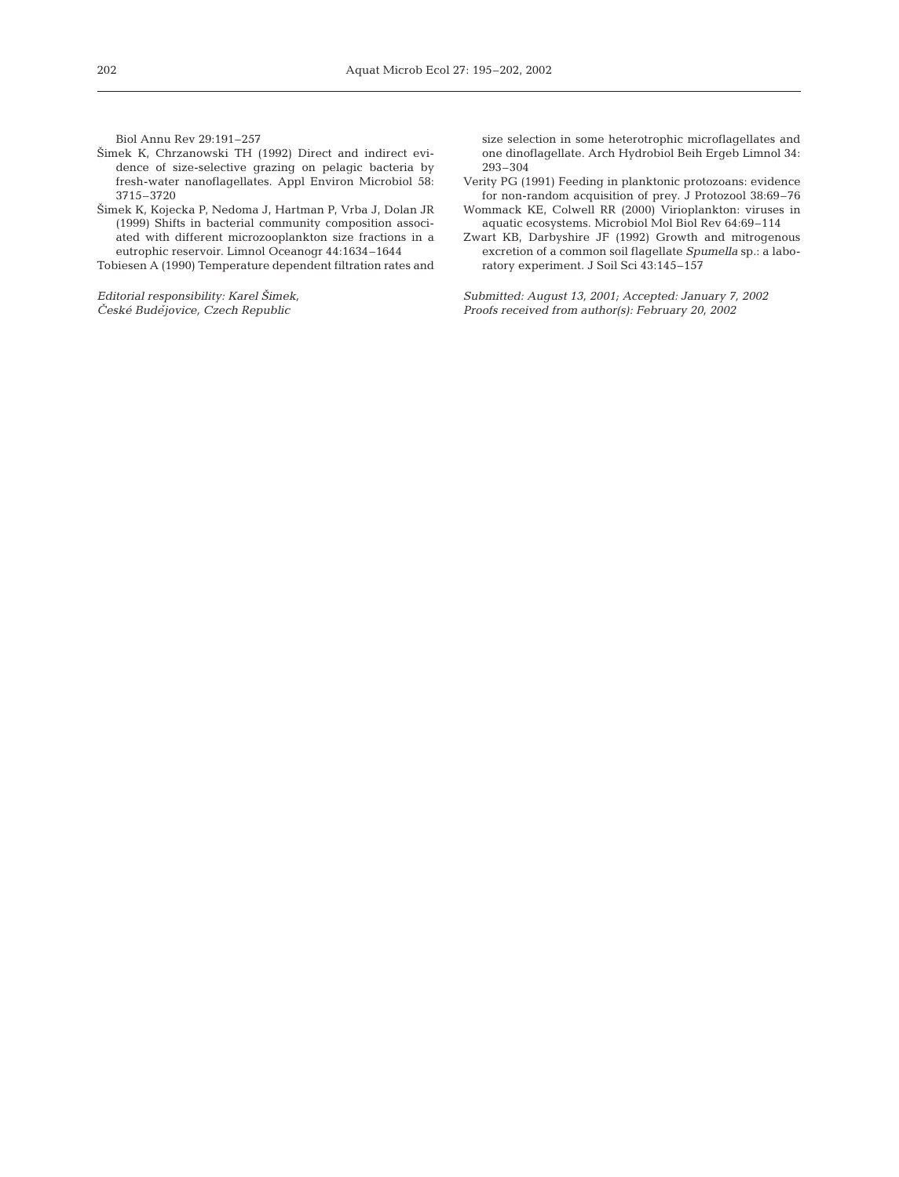Biol Annu Rev 29:191–257

Šimek K, Chrzanowski TH (1992) Direct and indirect evidence of size-selective grazing on pelagic bacteria by fresh-water nanoflagellates. Appl Environ Microbiol 58: 3715–3720

Šimek K, Kojecka P, Nedoma J, Hartman P, Vrba J, Dolan JR (1999) Shifts in bacterial community composition associated with different microzooplankton size fractions in a eutrophic reservoir. Limnol Oceanogr 44:1634–1644

Tobiesen A (1990) Temperature dependent filtration rates and size selection in some heterotrophic microflagellates and one dinoflagellate. Arch Hydrobiol Beih Ergeb Limnol 34: 293–304

Verity PG (1991) Feeding in planktonic protozoans: evidence for non-random acquisition of prey. J Protozool 38:69–76

Wommack KE, Colwell RR (2000) Virioplankton: viruses in aquatic ecosystems. Microbiol Mol Biol Rev 64:69–114

Zwart KB, Darbyshire JF (1992) Growth and mitrogenous excretion of a common soil flagellate *Spumella* sp.: a laboratory experiment. J Soil Sci 43:145–157

*Editorial responsibility: Karel Šimek, České Budějovice, Czech Republic*

*Submitted: August 13, 2001; Accepted: January 7, 2002*
*Proofs received from author(s): February 20, 2002*